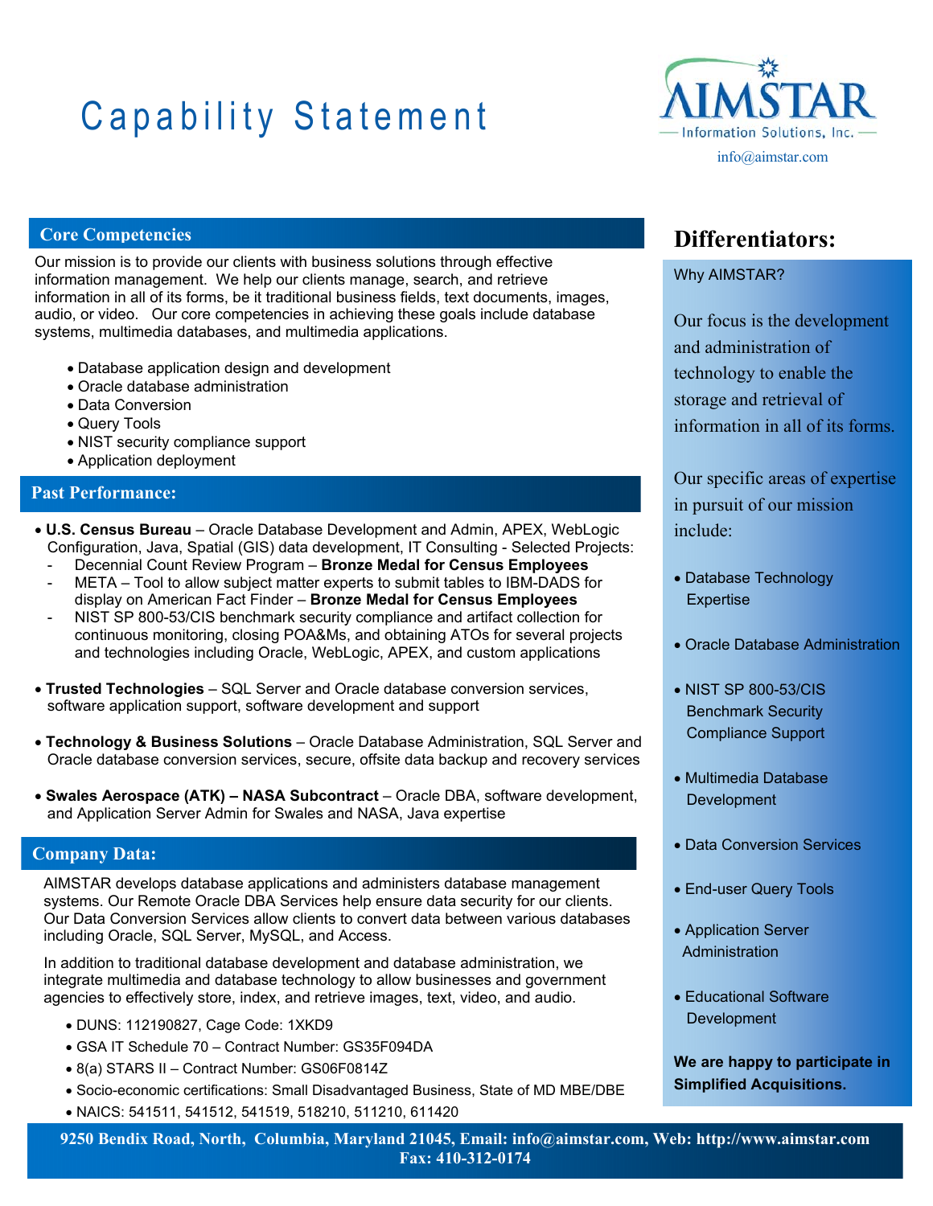# Capability Statement

**AIMSTAR**
Information Solutions, Inc.
info@aimstar.com

## Core Competencies

Our mission is to provide our clients with business solutions through effective information management. We help our clients manage, search, and retrieve information in all of its forms, be it traditional business fields, text documents, images, audio, or video. Our core competencies in achieving these goals include database systems, multimedia databases, and multimedia applications.

- Database application design and development
- Oracle database administration
- Data Conversion
- Query Tools
- NIST security compliance support
- Application deployment

## Past Performance:

- **U.S. Census Bureau** – Oracle Database Development and Admin, APEX, WebLogic Configuration, Java, Spatial (GIS) data development, IT Consulting - Selected Projects:
  - Decennial Count Review Program – **Bronze Medal for Census Employees**
  - META – Tool to allow subject matter experts to submit tables to IBM-DADS for display on American Fact Finder – **Bronze Medal for Census Employees**
  - NIST SP 800-53/CIS benchmark security compliance and artifact collection for continuous monitoring, closing POA&Ms, and obtaining ATOs for several projects and technologies including Oracle, WebLogic, APEX, and custom applications
- **Trusted Technologies** – SQL Server and Oracle database conversion services, software application support, software development and support
- **Technology & Business Solutions** – Oracle Database Administration, SQL Server and Oracle database conversion services, secure, offsite data backup and recovery services
- **Swales Aerospace (ATK) – NASA Subcontract** – Oracle DBA, software development, and Application Server Admin for Swales and NASA, Java expertise

## Company Data:

AIMSTAR develops database applications and administers database management systems. Our Remote Oracle DBA Services help ensure data security for our clients. Our Data Conversion Services allow clients to convert data between various databases including Oracle, SQL Server, MySQL, and Access.

In addition to traditional database development and database administration, we integrate multimedia and database technology to allow businesses and government agencies to effectively store, index, and retrieve images, text, video, and audio.

- DUNS: 112190827, Cage Code: 1XKD9
- GSA IT Schedule 70 – Contract Number: GS35F094DA
- 8(a) STARS II – Contract Number: GS06F0814Z
- Socio-economic certifications: Small Disadvantaged Business, State of MD MBE/DBE
- NAICS: 541511, 541512, 541519, 518210, 511210, 611420

## Differentiators:

Why AIMSTAR?

Our focus is the development and administration of technology to enable the storage and retrieval of information in all of its forms.

Our specific areas of expertise in pursuit of our mission include:

- Database Technology Expertise
- Oracle Database Administration
- NIST SP 800-53/CIS Benchmark Security Compliance Support
- Multimedia Database Development
- Data Conversion Services
- End-user Query Tools
- Application Server Administration
- Educational Software Development

**We are happy to participate in Simplified Acquisitions.**

**9250 Bendix Road, North, Columbia, Maryland 21045, Email: info@aimstar.com, Web: http://www.aimstar.com**
**Fax: 410-312-0174**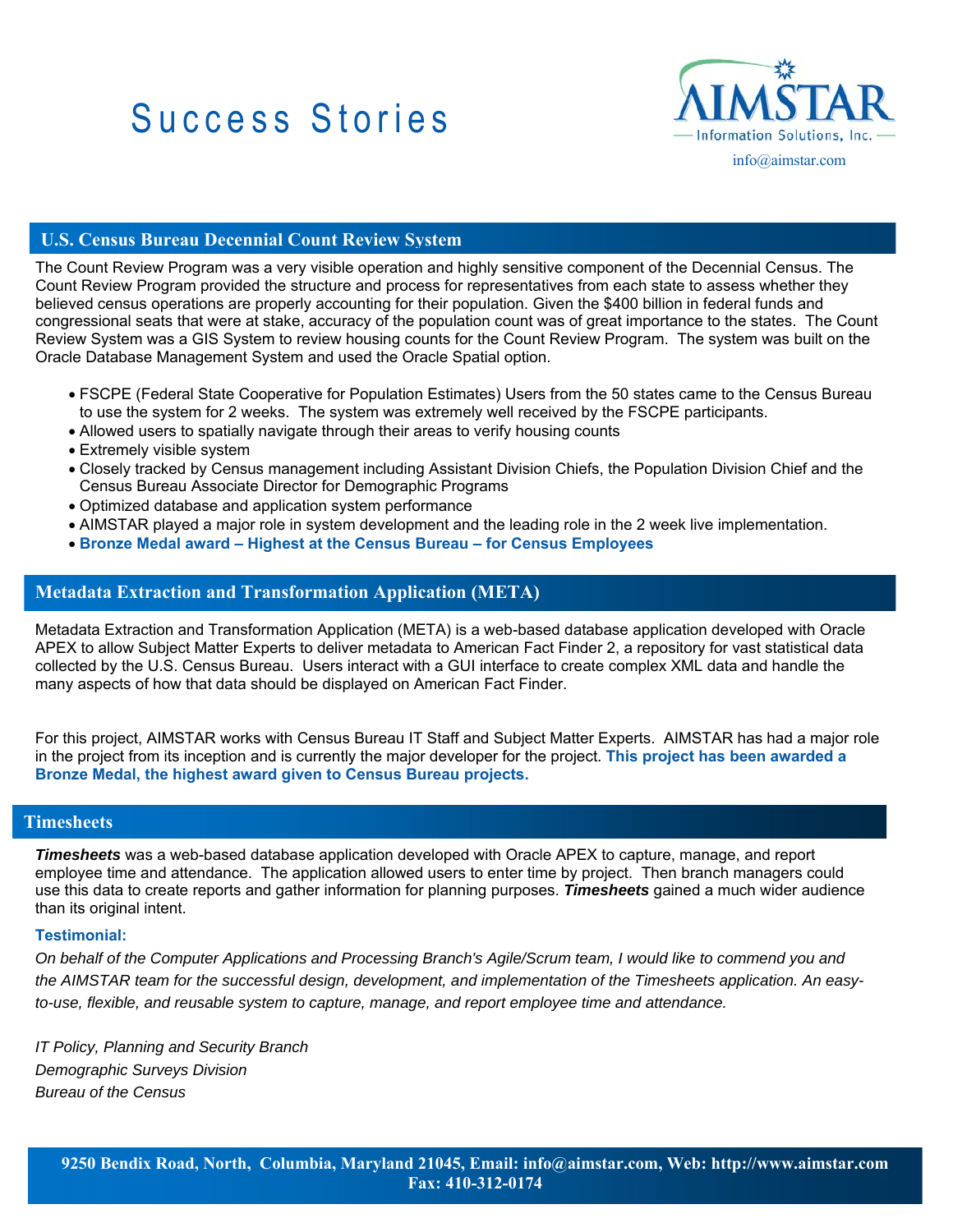# Success Stories

AIMSTAR Information Solutions, Inc.

info@aimstar.com

## U.S. Census Bureau Decennial Count Review System

The Count Review Program was a very visible operation and highly sensitive component of the Decennial Census. The Count Review Program provided the structure and process for representatives from each state to assess whether they believed census operations are properly accounting for their population. Given the $400 billion in federal funds and congressional seats that were at stake, accuracy of the population count was of great importance to the states. The Count Review System was a GIS System to review housing counts for the Count Review Program. The system was built on the Oracle Database Management System and used the Oracle Spatial option.

- FSCPE (Federal State Cooperative for Population Estimates) Users from the 50 states came to the Census Bureau to use the system for 2 weeks. The system was extremely well received by the FSCPE participants.
- Allowed users to spatially navigate through their areas to verify housing counts
- Extremely visible system
- Closely tracked by Census management including Assistant Division Chiefs, the Population Division Chief and the Census Bureau Associate Director for Demographic Programs
- Optimized database and application system performance
- AIMSTAR played a major role in system development and the leading role in the 2 week live implementation.
- **Bronze Medal award – Highest at the Census Bureau – for Census Employees**

## Metadata Extraction and Transformation Application (META)

Metadata Extraction and Transformation Application (META) is a web-based database application developed with Oracle APEX to allow Subject Matter Experts to deliver metadata to American Fact Finder 2, a repository for vast statistical data collected by the U.S. Census Bureau. Users interact with a GUI interface to create complex XML data and handle the many aspects of how that data should be displayed on American Fact Finder.

For this project, AIMSTAR works with Census Bureau IT Staff and Subject Matter Experts. AIMSTAR has had a major role in the project from its inception and is currently the major developer for the project. **This project has been awarded a Bronze Medal, the highest award given to Census Bureau projects.**

## Timesheets

***Timesheets*** was a web-based database application developed with Oracle APEX to capture, manage, and report employee time and attendance. The application allowed users to enter time by project. Then branch managers could use this data to create reports and gather information for planning purposes. ***Timesheets*** gained a much wider audience than its original intent.

**Testimonial:**

*On behalf of the Computer Applications and Processing Branch's Agile/Scrum team, I would like to commend you and the AIMSTAR team for the successful design, development, and implementation of the Timesheets application. An easy-to-use, flexible, and reusable system to capture, manage, and report employee time and attendance.*

*IT Policy, Planning and Security Branch*
*Demographic Surveys Division*
*Bureau of the Census*

**9250 Bendix Road, North, Columbia, Maryland 21045, Email: info@aimstar.com, Web: http://www.aimstar.com**
**Fax: 410-312-0174**